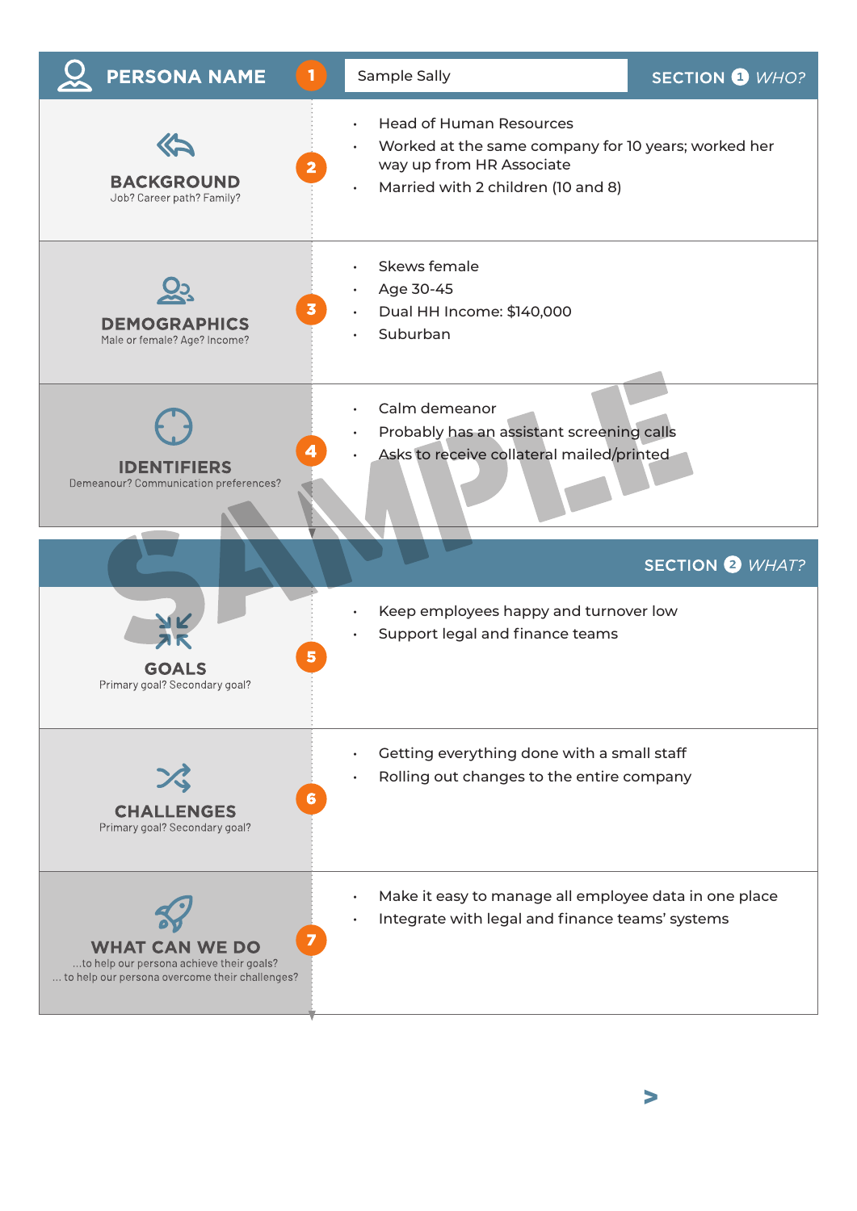## PERSONA NAME

**1** Sample Sally

**SECTION 1** *WHO?*

### BACKGROUND (2)
Job? Career path? Family?

- Head of Human Resources
- Worked at the same company for 10 years; worked her way up from HR Associate
- Married with 2 children (10 and 8)

### DEMOGRAPHICS (3)
Male or female? Age? Income?

- Skews female
- Age 30-45
- Dual HH Income: $140,000
- Suburban

### IDENTIFIERS (4)
Demeanour? Communication preferences?

- Calm demeanor
- Probably has an assistant screening calls
- Asks to receive collateral mailed/printed

**SECTION 2** *WHAT?*

### GOALS (5)
Primary goal? Secondary goal?

- Keep employees happy and turnover low
- Support legal and finance teams

### CHALLENGES (6)
Primary goal? Secondary goal?

- Getting everything done with a small staff
- Rolling out changes to the entire company

### WHAT CAN WE DO (7)
...to help our persona achieve their goals?
... to help our persona overcome their challenges?

- Make it easy to manage all employee data in one place
- Integrate with legal and finance teams' systems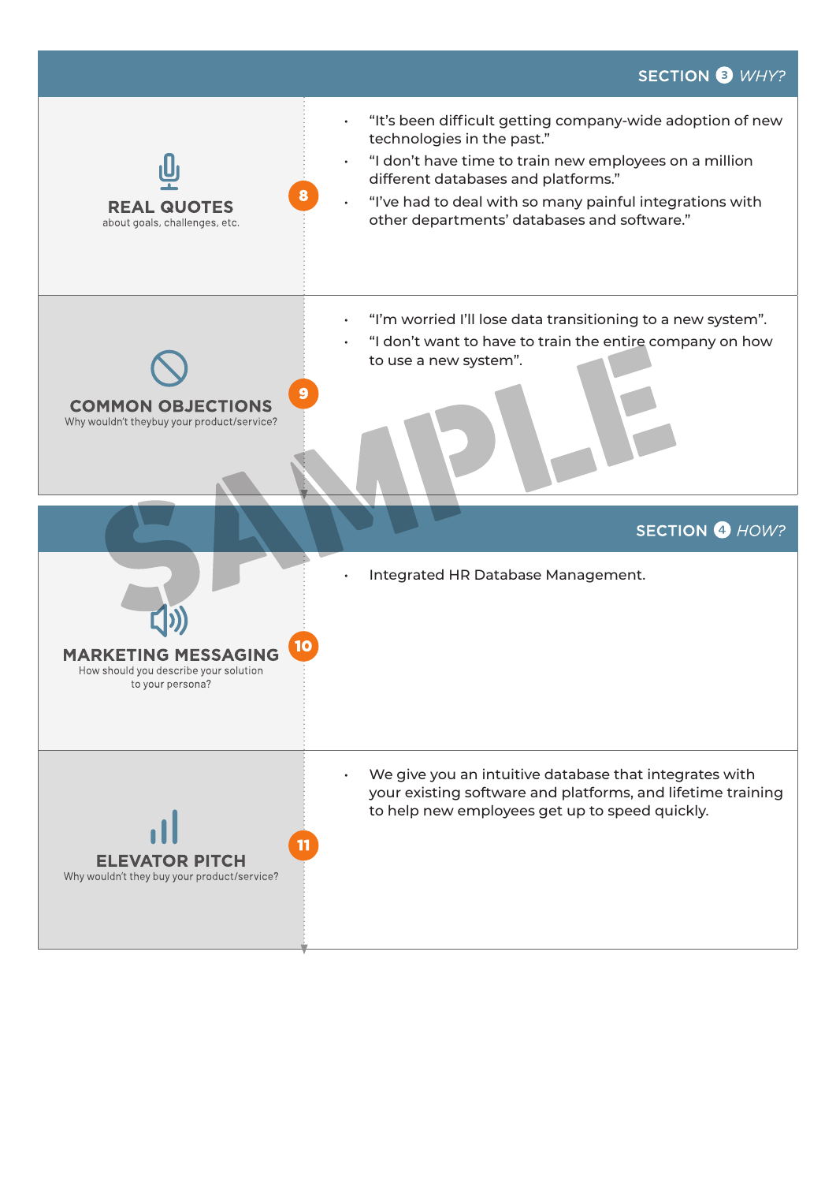## SECTION 3 *WHY?*

### REAL QUOTES

about goals, challenges, etc.

8

- "It's been difficult getting company-wide adoption of new technologies in the past."
- "I don't have time to train new employees on a million different databases and platforms."
- "I've had to deal with so many painful integrations with other departments' databases and software."

### COMMON OBJECTIONS

Why wouldn't theybuy your product/service?

9

- "I'm worried I'll lose data transitioning to a new system".
- "I don't want to have to train the entire company on how to use a new system".

SAMPLE

## SECTION 4 *HOW?*

### MARKETING MESSAGING

How should you describe your solution to your persona?

10

- Integrated HR Database Management.

### ELEVATOR PITCH

Why wouldn't they buy your product/service?

11

- We give you an intuitive database that integrates with your existing software and platforms, and lifetime training to help new employees get up to speed quickly.